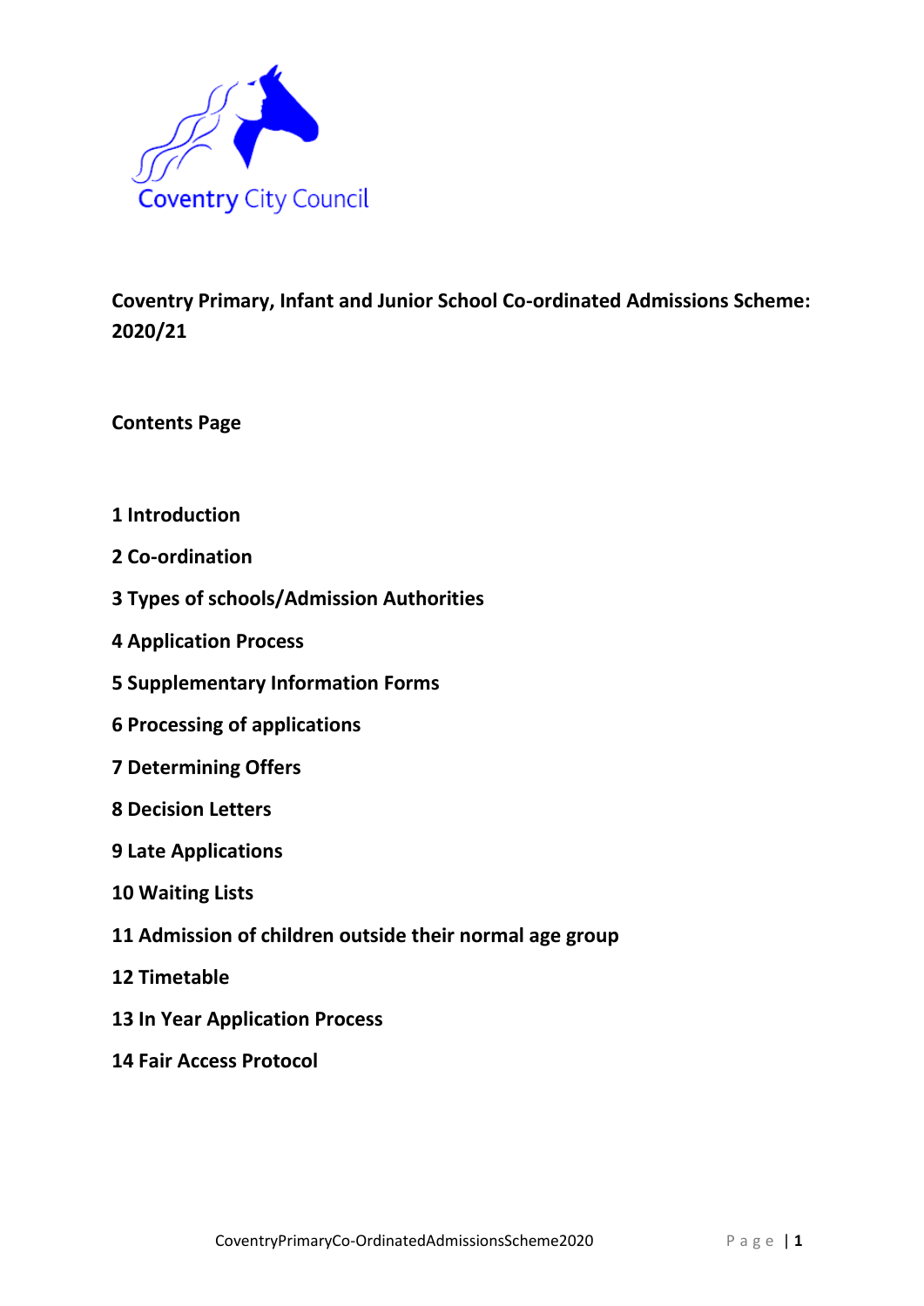Coventry City Council

# Coventry Primary, Infant and Junior School Co-ordinated Admissions Scheme: 2020/21

## Contents Page

1 Introduction

2 Co-ordination

3 Types of schools/Admission Authorities

4 Application Process

5 Supplementary Information Forms

6 Processing of applications

7 Determining Offers

8 Decision Letters

9 Late Applications

10 Waiting Lists

11 Admission of children outside their normal age group

12 Timetable

13 In Year Application Process

14 Fair Access Protocol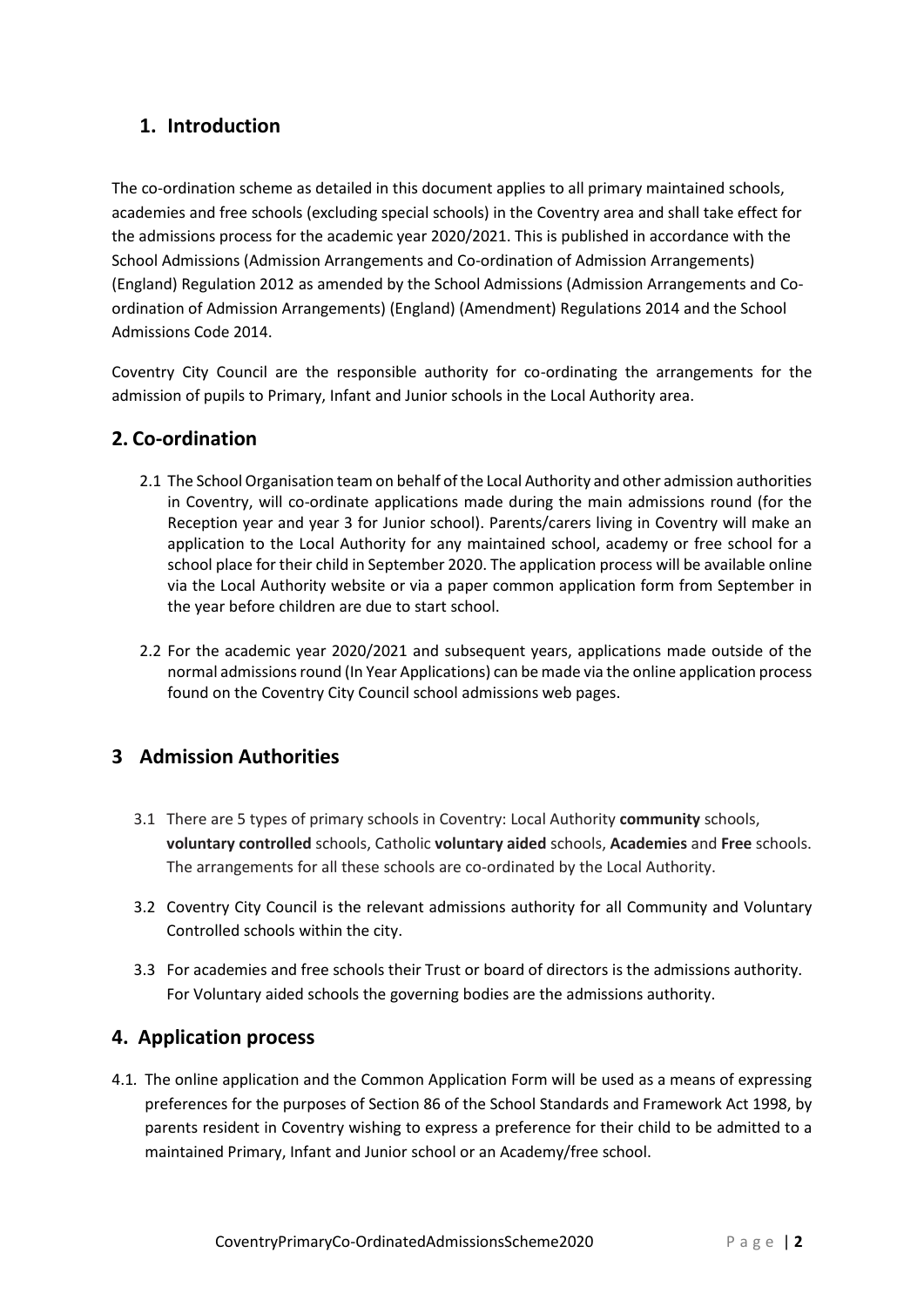## 1. Introduction

The co-ordination scheme as detailed in this document applies to all primary maintained schools, academies and free schools (excluding special schools) in the Coventry area and shall take effect for the admissions process for the academic year 2020/2021. This is published in accordance with the School Admissions (Admission Arrangements and Co-ordination of Admission Arrangements) (England) Regulation 2012 as amended by the School Admissions (Admission Arrangements and Co-ordination of Admission Arrangements) (England) (Amendment) Regulations 2014 and the School Admissions Code 2014.

Coventry City Council are the responsible authority for co-ordinating the arrangements for the admission of pupils to Primary, Infant and Junior schools in the Local Authority area.

## 2. Co-ordination

2.1 The School Organisation team on behalf of the Local Authority and other admission authorities in Coventry, will co-ordinate applications made during the main admissions round (for the Reception year and year 3 for Junior school). Parents/carers living in Coventry will make an application to the Local Authority for any maintained school, academy or free school for a school place for their child in September 2020. The application process will be available online via the Local Authority website or via a paper common application form from September in the year before children are due to start school.

2.2 For the academic year 2020/2021 and subsequent years, applications made outside of the normal admissions round (In Year Applications) can be made via the online application process found on the Coventry City Council school admissions web pages.

## 3 Admission Authorities

3.1 There are 5 types of primary schools in Coventry: Local Authority **community** schools, **voluntary controlled** schools, Catholic **voluntary aided** schools, **Academies** and **Free** schools. The arrangements for all these schools are co-ordinated by the Local Authority.

3.2 Coventry City Council is the relevant admissions authority for all Community and Voluntary Controlled schools within the city.

3.3 For academies and free schools their Trust or board of directors is the admissions authority. For Voluntary aided schools the governing bodies are the admissions authority.

## 4. Application process

4.1. The online application and the Common Application Form will be used as a means of expressing preferences for the purposes of Section 86 of the School Standards and Framework Act 1998, by parents resident in Coventry wishing to express a preference for their child to be admitted to a maintained Primary, Infant and Junior school or an Academy/free school.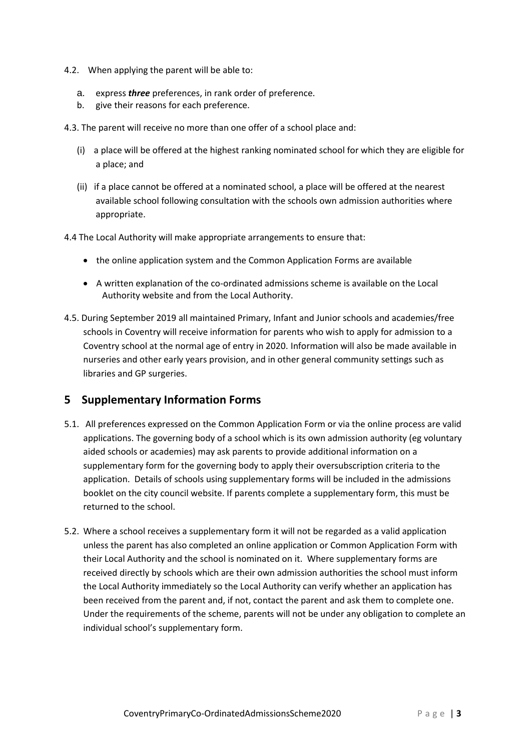4.2. When applying the parent will be able to:

a. express ***three*** preferences, in rank order of preference.
b. give their reasons for each preference.

4.3. The parent will receive no more than one offer of a school place and:

(i) a place will be offered at the highest ranking nominated school for which they are eligible for a place; and

(ii) if a place cannot be offered at a nominated school, a place will be offered at the nearest available school following consultation with the schools own admission authorities where appropriate.

4.4 The Local Authority will make appropriate arrangements to ensure that:

- the online application system and the Common Application Forms are available
- A written explanation of the co-ordinated admissions scheme is available on the Local Authority website and from the Local Authority.

4.5. During September 2019 all maintained Primary, Infant and Junior schools and academies/free schools in Coventry will receive information for parents who wish to apply for admission to a Coventry school at the normal age of entry in 2020. Information will also be made available in nurseries and other early years provision, and in other general community settings such as libraries and GP surgeries.

## 5 Supplementary Information Forms

5.1. All preferences expressed on the Common Application Form or via the online process are valid applications. The governing body of a school which is its own admission authority (eg voluntary aided schools or academies) may ask parents to provide additional information on a supplementary form for the governing body to apply their oversubscription criteria to the application. Details of schools using supplementary forms will be included in the admissions booklet on the city council website. If parents complete a supplementary form, this must be returned to the school.

5.2. Where a school receives a supplementary form it will not be regarded as a valid application unless the parent has also completed an online application or Common Application Form with their Local Authority and the school is nominated on it. Where supplementary forms are received directly by schools which are their own admission authorities the school must inform the Local Authority immediately so the Local Authority can verify whether an application has been received from the parent and, if not, contact the parent and ask them to complete one. Under the requirements of the scheme, parents will not be under any obligation to complete an individual school's supplementary form.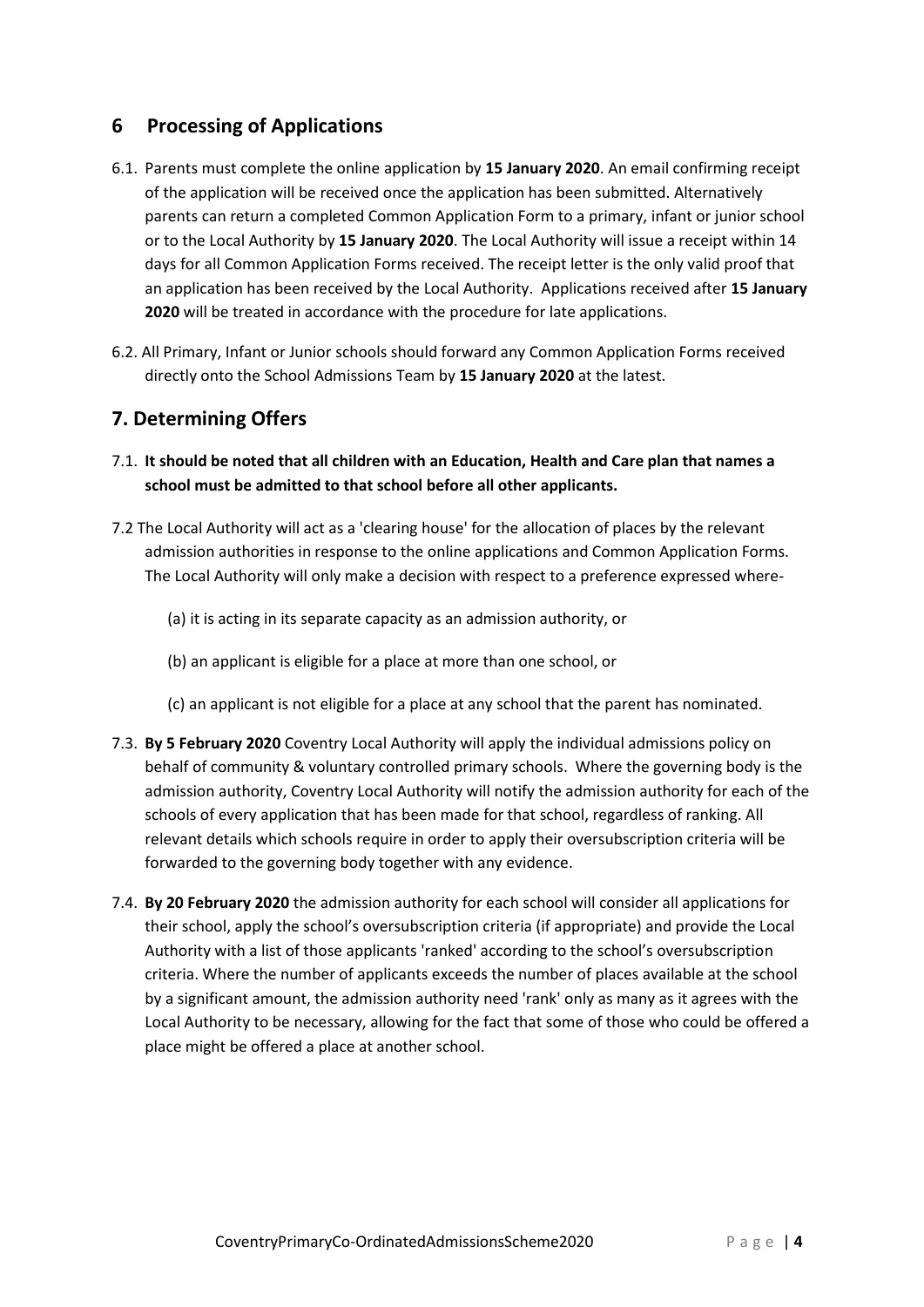## 6 Processing of Applications

6.1. Parents must complete the online application by **15 January 2020**. An email confirming receipt of the application will be received once the application has been submitted. Alternatively parents can return a completed Common Application Form to a primary, infant or junior school or to the Local Authority by **15 January 2020**. The Local Authority will issue a receipt within 14 days for all Common Application Forms received. The receipt letter is the only valid proof that an application has been received by the Local Authority. Applications received after **15 January 2020** will be treated in accordance with the procedure for late applications.

6.2. All Primary, Infant or Junior schools should forward any Common Application Forms received directly onto the School Admissions Team by **15 January 2020** at the latest.

## 7. Determining Offers

7.1. **It should be noted that all children with an Education, Health and Care plan that names a school must be admitted to that school before all other applicants.**

7.2 The Local Authority will act as a 'clearing house' for the allocation of places by the relevant admission authorities in response to the online applications and Common Application Forms. The Local Authority will only make a decision with respect to a preference expressed where-

(a) it is acting in its separate capacity as an admission authority, or

(b) an applicant is eligible for a place at more than one school, or

(c) an applicant is not eligible for a place at any school that the parent has nominated.

7.3. **By 5 February 2020** Coventry Local Authority will apply the individual admissions policy on behalf of community & voluntary controlled primary schools. Where the governing body is the admission authority, Coventry Local Authority will notify the admission authority for each of the schools of every application that has been made for that school, regardless of ranking. All relevant details which schools require in order to apply their oversubscription criteria will be forwarded to the governing body together with any evidence.

7.4. **By 20 February 2020** the admission authority for each school will consider all applications for their school, apply the school's oversubscription criteria (if appropriate) and provide the Local Authority with a list of those applicants 'ranked' according to the school's oversubscription criteria. Where the number of applicants exceeds the number of places available at the school by a significant amount, the admission authority need 'rank' only as many as it agrees with the Local Authority to be necessary, allowing for the fact that some of those who could be offered a place might be offered a place at another school.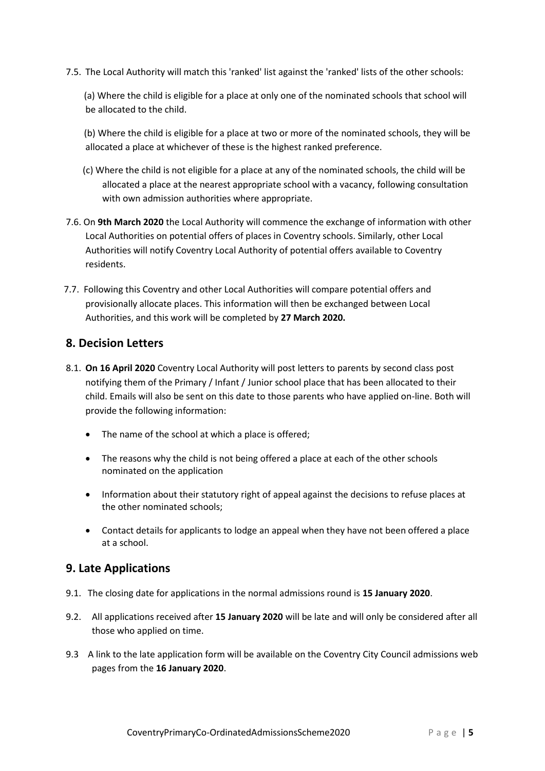7.5. The Local Authority will match this 'ranked' list against the 'ranked' lists of the other schools:

(a) Where the child is eligible for a place at only one of the nominated schools that school will be allocated to the child.

(b) Where the child is eligible for a place at two or more of the nominated schools, they will be allocated a place at whichever of these is the highest ranked preference.

(c) Where the child is not eligible for a place at any of the nominated schools, the child will be allocated a place at the nearest appropriate school with a vacancy, following consultation with own admission authorities where appropriate.

7.6. On **9th March 2020** the Local Authority will commence the exchange of information with other Local Authorities on potential offers of places in Coventry schools. Similarly, other Local Authorities will notify Coventry Local Authority of potential offers available to Coventry residents.

7.7. Following this Coventry and other Local Authorities will compare potential offers and provisionally allocate places. This information will then be exchanged between Local Authorities, and this work will be completed by **27 March 2020.**

## 8. Decision Letters

8.1. **On 16 April 2020** Coventry Local Authority will post letters to parents by second class post notifying them of the Primary / Infant / Junior school place that has been allocated to their child. Emails will also be sent on this date to those parents who have applied on-line. Both will provide the following information:

- The name of the school at which a place is offered;
- The reasons why the child is not being offered a place at each of the other schools nominated on the application
- Information about their statutory right of appeal against the decisions to refuse places at the other nominated schools;
- Contact details for applicants to lodge an appeal when they have not been offered a place at a school.

## 9. Late Applications

9.1. The closing date for applications in the normal admissions round is **15 January 2020**.

9.2. All applications received after **15 January 2020** will be late and will only be considered after all those who applied on time.

9.3 A link to the late application form will be available on the Coventry City Council admissions web pages from the **16 January 2020**.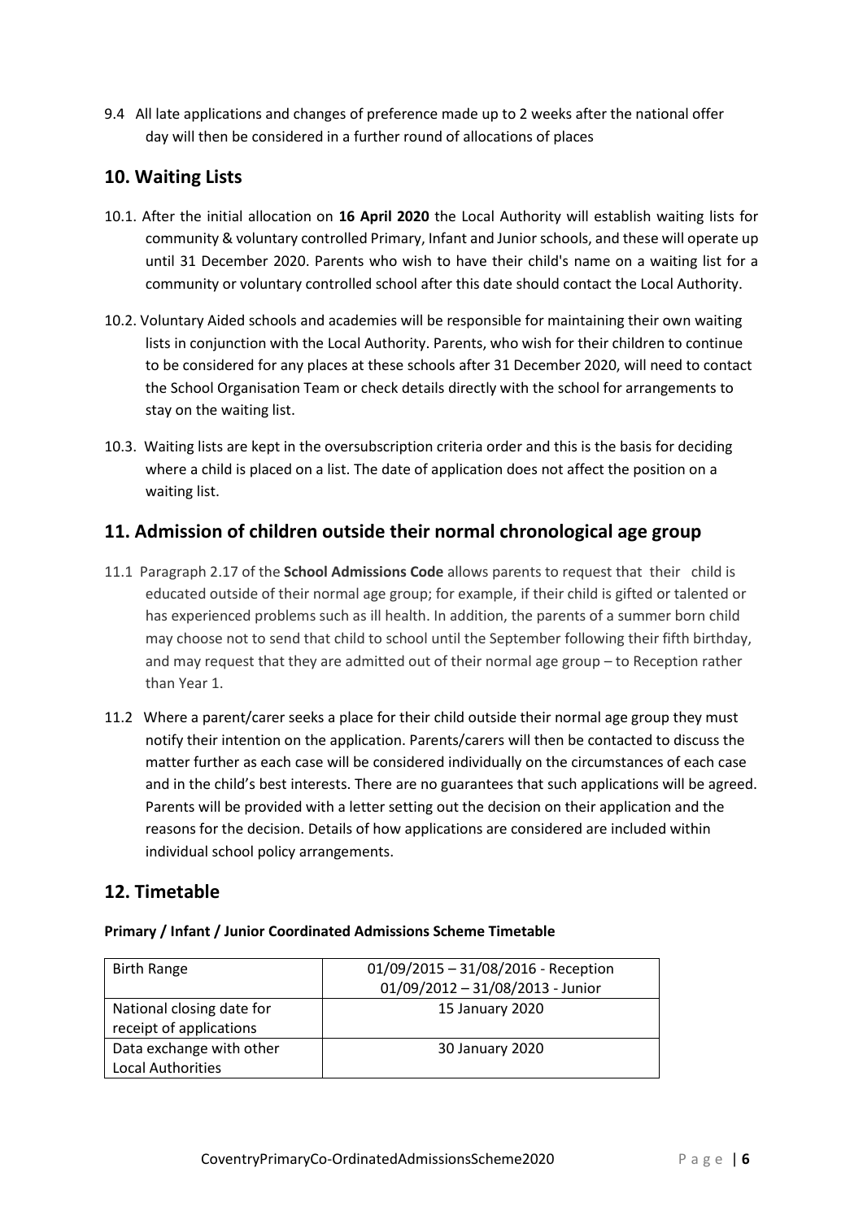9.4 All late applications and changes of preference made up to 2 weeks after the national offer day will then be considered in a further round of allocations of places

## 10. Waiting Lists

10.1. After the initial allocation on **16 April 2020** the Local Authority will establish waiting lists for community & voluntary controlled Primary, Infant and Junior schools, and these will operate up until 31 December 2020. Parents who wish to have their child's name on a waiting list for a community or voluntary controlled school after this date should contact the Local Authority.

10.2. Voluntary Aided schools and academies will be responsible for maintaining their own waiting lists in conjunction with the Local Authority. Parents, who wish for their children to continue to be considered for any places at these schools after 31 December 2020, will need to contact the School Organisation Team or check details directly with the school for arrangements to stay on the waiting list.

10.3. Waiting lists are kept in the oversubscription criteria order and this is the basis for deciding where a child is placed on a list. The date of application does not affect the position on a waiting list.

## 11. Admission of children outside their normal chronological age group

11.1 Paragraph 2.17 of the **School Admissions Code** allows parents to request that their child is educated outside of their normal age group; for example, if their child is gifted or talented or has experienced problems such as ill health. In addition, the parents of a summer born child may choose not to send that child to school until the September following their fifth birthday, and may request that they are admitted out of their normal age group – to Reception rather than Year 1.

11.2 Where a parent/carer seeks a place for their child outside their normal age group they must notify their intention on the application. Parents/carers will then be contacted to discuss the matter further as each case will be considered individually on the circumstances of each case and in the child's best interests. There are no guarantees that such applications will be agreed. Parents will be provided with a letter setting out the decision on their application and the reasons for the decision. Details of how applications are considered are included within individual school policy arrangements.

## 12. Timetable

**Primary / Infant / Junior Coordinated Admissions Scheme Timetable**

| | |
|---|---|
| Birth Range | 01/09/2015 – 31/08/2016 - Reception<br>01/09/2012 – 31/08/2013 - Junior |
| National closing date for receipt of applications | 15 January 2020 |
| Data exchange with other Local Authorities | 30 January 2020 |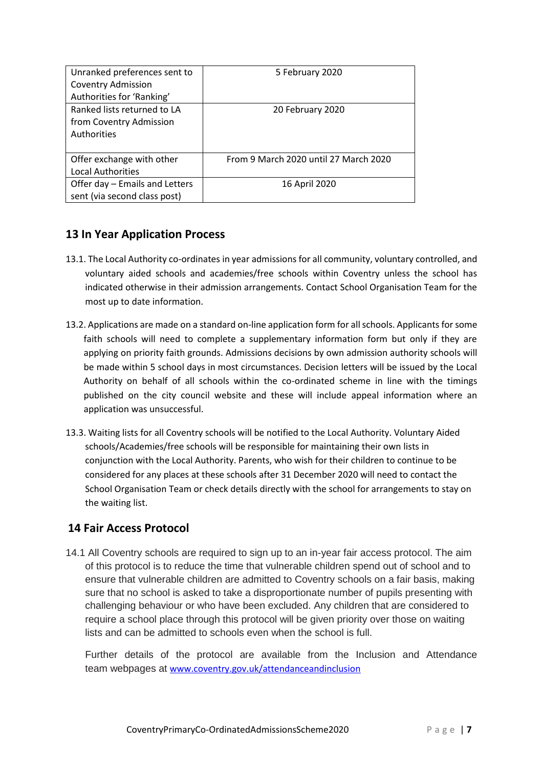| | |
|---|---|
| Unranked preferences sent to Coventry Admission Authorities for 'Ranking' | 5 February 2020 |
| Ranked lists returned to LA from Coventry Admission Authorities | 20 February 2020 |
| Offer exchange with other Local Authorities | From 9 March 2020 until 27 March 2020 |
| Offer day – Emails and Letters sent (via second class post) | 16 April 2020 |

## 13 In Year Application Process

13.1. The Local Authority co-ordinates in year admissions for all community, voluntary controlled, and voluntary aided schools and academies/free schools within Coventry unless the school has indicated otherwise in their admission arrangements. Contact School Organisation Team for the most up to date information.

13.2. Applications are made on a standard on-line application form for all schools. Applicants for some faith schools will need to complete a supplementary information form but only if they are applying on priority faith grounds. Admissions decisions by own admission authority schools will be made within 5 school days in most circumstances. Decision letters will be issued by the Local Authority on behalf of all schools within the co-ordinated scheme in line with the timings published on the city council website and these will include appeal information where an application was unsuccessful.

13.3. Waiting lists for all Coventry schools will be notified to the Local Authority. Voluntary Aided schools/Academies/free schools will be responsible for maintaining their own lists in conjunction with the Local Authority. Parents, who wish for their children to continue to be considered for any places at these schools after 31 December 2020 will need to contact the School Organisation Team or check details directly with the school for arrangements to stay on the waiting list.

## 14 Fair Access Protocol

14.1 All Coventry schools are required to sign up to an in-year fair access protocol. The aim of this protocol is to reduce the time that vulnerable children spend out of school and to ensure that vulnerable children are admitted to Coventry schools on a fair basis, making sure that no school is asked to take a disproportionate number of pupils presenting with challenging behaviour or who have been excluded. Any children that are considered to require a school place through this protocol will be given priority over those on waiting lists and can be admitted to schools even when the school is full.

Further details of the protocol are available from the Inclusion and Attendance team webpages at www.coventry.gov.uk/attendanceandinclusion